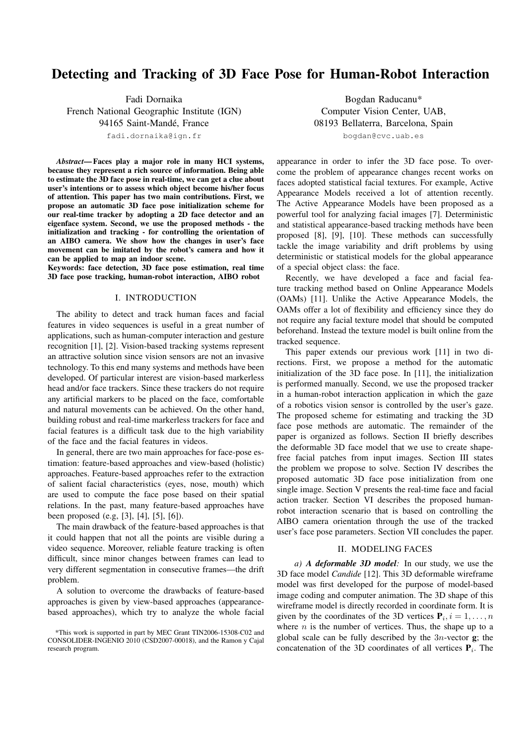# Detecting and Tracking of 3D Face Pose for Human-Robot Interaction

Fadi Dornaika
French National Geographic Institute (IGN)
94165 Saint-Mandé, France
fadi.dornaika@ign.fr

Bogdan Raducanu*
Computer Vision Center, UAB,
08193 Bellaterra, Barcelona, Spain
bogdan@cvc.uab.es

***Abstract*— Faces play a major role in many HCI systems, because they represent a rich source of information. Being able to estimate the 3D face pose in real-time, we can get a clue about user's intentions or to assess which object become his/her focus of attention. This paper has two main contributions. First, we propose an automatic 3D face pose initialization scheme for our real-time tracker by adopting a 2D face detector and an eigenface system. Second, we use the proposed methods - the initialization and tracking - for controlling the orientation of an AIBO camera. We show how the changes in user's face movement can be imitated by the robot's camera and how it can be applied to map an indoor scene.**

**Keywords: face detection, 3D face pose estimation, real time 3D face pose tracking, human-robot interaction, AIBO robot**

## I. INTRODUCTION

The ability to detect and track human faces and facial features in video sequences is useful in a great number of applications, such as human-computer interaction and gesture recognition [1], [2]. Vision-based tracking systems represent an attractive solution since vision sensors are not an invasive technology. To this end many systems and methods have been developed. Of particular interest are vision-based markerless head and/or face trackers. Since these trackers do not require any artificial markers to be placed on the face, comfortable and natural movements can be achieved. On the other hand, building robust and real-time markerless trackers for face and facial features is a difficult task due to the high variability of the face and the facial features in videos.

In general, there are two main approaches for face-pose estimation: feature-based approaches and view-based (holistic) approaches. Feature-based approaches refer to the extraction of salient facial characteristics (eyes, nose, mouth) which are used to compute the face pose based on their spatial relations. In the past, many feature-based approaches have been proposed (e.g, [3], [4], [5], [6]).

The main drawback of the feature-based approaches is that it could happen that not all the points are visible during a video sequence. Moreover, reliable feature tracking is often difficult, since minor changes between frames can lead to very different segmentation in consecutive frames—the drift problem.

A solution to overcome the drawbacks of feature-based approaches is given by view-based approaches (appearance-based approaches), which try to analyze the whole facial appearance in order to infer the 3D face pose. To overcome the problem of appearance changes recent works on faces adopted statistical facial textures. For example, Active Appearance Models received a lot of attention recently. The Active Appearance Models have been proposed as a powerful tool for analyzing facial images [7]. Deterministic and statistical appearance-based tracking methods have been proposed [8], [9], [10]. These methods can successfully tackle the image variability and drift problems by using deterministic or statistical models for the global appearance of a special object class: the face.

Recently, we have developed a face and facial feature tracking method based on Online Appearance Models (OAMs) [11]. Unlike the Active Appearance Models, the OAMs offer a lot of flexibility and efficiency since they do not require any facial texture model that should be computed beforehand. Instead the texture model is built online from the tracked sequence.

This paper extends our previous work [11] in two directions. First, we propose a method for the automatic initialization of the 3D face pose. In [11], the initialization is performed manually. Second, we use the proposed tracker in a human-robot interaction application in which the gaze of a robotics vision sensor is controlled by the user's gaze. The proposed scheme for estimating and tracking the 3D face pose methods are automatic. The remainder of the paper is organized as follows. Section II briefly describes the deformable 3D face model that we use to create shape-free facial patches from input images. Section III states the problem we propose to solve. Section IV describes the proposed automatic 3D face pose initialization from one single image. Section V presents the real-time face and facial action tracker. Section VI describes the proposed human-robot interaction scenario that is based on controlling the AIBO camera orientation through the use of the tracked user's face pose parameters. Section VII concludes the paper.

## II. MODELING FACES

*a)* ***A deformable 3D model:*** In our study, we use the 3D face model *Candide* [12]. This 3D deformable wireframe model was first developed for the purpose of model-based image coding and computer animation. The 3D shape of this wireframe model is directly recorded in coordinate form. It is given by the coordinates of the 3D vertices $\mathbf{P}_i, i = 1, \ldots, n$ where $n$ is the number of vertices. Thus, the shape up to a global scale can be fully described by the $3n$-vector $\mathbf{g}$; the concatenation of the 3D coordinates of all vertices $\mathbf{P}_i$. The

*This work is supported in part by MEC Grant TIN2006-15308-C02 and CONSOLIDER-INGENIO 2010 (CSD2007-00018), and the Ramon y Cajal research program.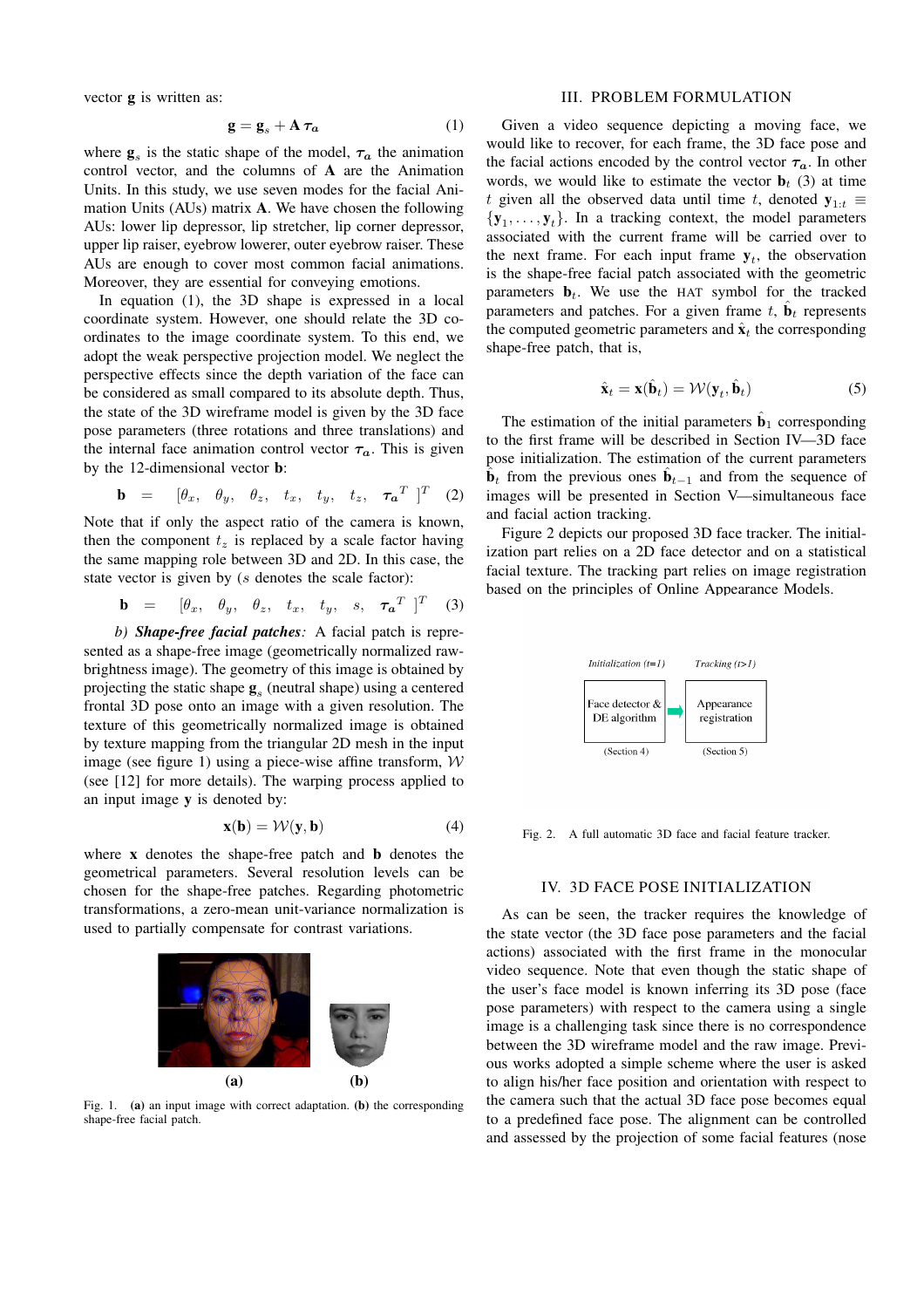vector $\mathbf{g}$ is written as:

$$\mathbf{g} = \mathbf{g}_s + \mathbf{A}\,\boldsymbol{\tau_a} \tag{1}$$

where $\mathbf{g}_s$ is the static shape of the model, $\boldsymbol{\tau_a}$ the animation control vector, and the columns of $\mathbf{A}$ are the Animation Units. In this study, we use seven modes for the facial Animation Units (AUs) matrix $\mathbf{A}$. We have chosen the following AUs: lower lip depressor, lip stretcher, lip corner depressor, upper lip raiser, eyebrow lowerer, outer eyebrow raiser. These AUs are enough to cover most common facial animations. Moreover, they are essential for conveying emotions.

In equation (1), the 3D shape is expressed in a local coordinate system. However, one should relate the 3D coordinates to the image coordinate system. To this end, we adopt the weak perspective projection model. We neglect the perspective effects since the depth variation of the face can be considered as small compared to its absolute depth. Thus, the state of the 3D wireframe model is given by the 3D face pose parameters (three rotations and three translations) and the internal face animation control vector $\boldsymbol{\tau_a}$. This is given by the 12-dimensional vector $\mathbf{b}$:

$$\mathbf{b} \;=\; [\theta_x,\;\; \theta_y,\;\; \theta_z,\;\; t_x,\;\; t_y,\;\; t_z,\;\; \boldsymbol{\tau_a}^T\;]^T \tag{2}$$

Note that if only the aspect ratio of the camera is known, then the component $t_z$ is replaced by a scale factor having the same mapping role between 3D and 2D. In this case, the state vector is given by ($s$ denotes the scale factor):

$$\mathbf{b} \;=\; [\theta_x,\;\; \theta_y,\;\; \theta_z,\;\; t_x,\;\; t_y,\;\; s,\;\; \boldsymbol{\tau_a}^T\;]^T \tag{3}$$

*b)* ***Shape-free facial patches****:* A facial patch is represented as a shape-free image (geometrically normalized raw-brightness image). The geometry of this image is obtained by projecting the static shape $\mathbf{g}_s$ (neutral shape) using a centered frontal 3D pose onto an image with a given resolution. The texture of this geometrically normalized image is obtained by texture mapping from the triangular 2D mesh in the input image (see figure 1) using a piece-wise affine transform, $\mathcal{W}$ (see [12] for more details). The warping process applied to an input image $\mathbf{y}$ is denoted by:

$$\mathbf{x}(\mathbf{b}) = \mathcal{W}(\mathbf{y}, \mathbf{b}) \tag{4}$$

where $\mathbf{x}$ denotes the shape-free patch and $\mathbf{b}$ denotes the geometrical parameters. Several resolution levels can be chosen for the shape-free patches. Regarding photometric transformations, a zero-mean unit-variance normalization is used to partially compensate for contrast variations.

Fig. 1. **(a)** an input image with correct adaptation. **(b)** the corresponding shape-free facial patch.

## III. PROBLEM FORMULATION

Given a video sequence depicting a moving face, we would like to recover, for each frame, the 3D face pose and the facial actions encoded by the control vector $\boldsymbol{\tau_a}$. In other words, we would like to estimate the vector $\mathbf{b}_t$ (3) at time $t$ given all the observed data until time $t$, denoted $\mathbf{y}_{1:t} \equiv \{\mathbf{y}_1, \ldots, \mathbf{y}_t\}$. In a tracking context, the model parameters associated with the current frame will be carried over to the next frame. For each input frame $\mathbf{y}_t$, the observation is the shape-free facial patch associated with the geometric parameters $\mathbf{b}_t$. We use the HAT symbol for the tracked parameters and patches. For a given frame $t$, $\hat{\mathbf{b}}_t$ represents the computed geometric parameters and $\hat{\mathbf{x}}_t$ the corresponding shape-free patch, that is,

$$\hat{\mathbf{x}}_t = \mathbf{x}(\hat{\mathbf{b}}_t) = \mathcal{W}(\mathbf{y}_t, \hat{\mathbf{b}}_t) \tag{5}$$

The estimation of the initial parameters $\hat{\mathbf{b}}_1$ corresponding to the first frame will be described in Section IV—3D face pose initialization. The estimation of the current parameters $\hat{\mathbf{b}}_t$ from the previous ones $\hat{\mathbf{b}}_{t-1}$ and from the sequence of images will be presented in Section V—simultaneous face and facial action tracking.

Figure 2 depicts our proposed 3D face tracker. The initialization part relies on a 2D face detector and on a statistical facial texture. The tracking part relies on image registration based on the principles of Online Appearance Models.

Fig. 2. A full automatic 3D face and facial feature tracker.

## IV. 3D FACE POSE INITIALIZATION

As can be seen, the tracker requires the knowledge of the state vector (the 3D face pose parameters and the facial actions) associated with the first frame in the monocular video sequence. Note that even though the static shape of the user's face model is known inferring its 3D pose (face pose parameters) with respect to the camera using a single image is a challenging task since there is no correspondence between the 3D wireframe model and the raw image. Previous works adopted a simple scheme where the user is asked to align his/her face position and orientation with respect to the camera such that the actual 3D face pose becomes equal to a predefined face pose. The alignment can be controlled and assessed by the projection of some facial features (nose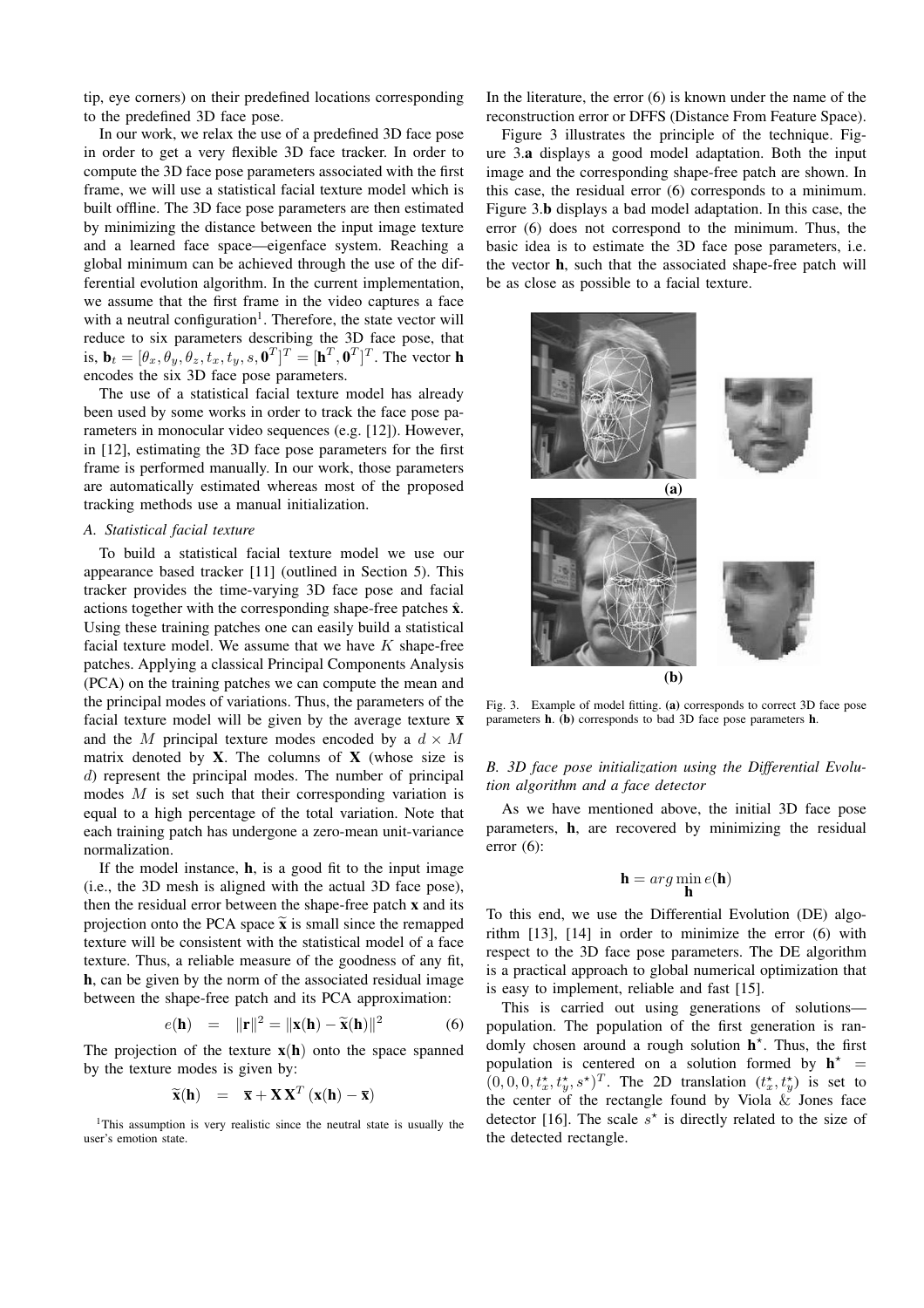tip, eye corners) on their predefined locations corresponding to the predefined 3D face pose.

In our work, we relax the use of a predefined 3D face pose in order to get a very flexible 3D face tracker. In order to compute the 3D face pose parameters associated with the first frame, we will use a statistical facial texture model which is built offline. The 3D face pose parameters are then estimated by minimizing the distance between the input image texture and a learned face space—eigenface system. Reaching a global minimum can be achieved through the use of the differential evolution algorithm. In the current implementation, we assume that the first frame in the video captures a face with a neutral configuration[1]. Therefore, the state vector will reduce to six parameters describing the 3D face pose, that is, $\mathbf{b}_t = [\theta_x, \theta_y, \theta_z, t_x, t_y, s, \mathbf{0}^T]^T = [\mathbf{h}^T, \mathbf{0}^T]^T$. The vector $\mathbf{h}$ encodes the six 3D face pose parameters.

The use of a statistical facial texture model has already been used by some works in order to track the face pose parameters in monocular video sequences (e.g. [12]). However, in [12], estimating the 3D face pose parameters for the first frame is performed manually. In our work, those parameters are automatically estimated whereas most of the proposed tracking methods use a manual initialization.

### A. Statistical facial texture

To build a statistical facial texture model we use our appearance based tracker [11] (outlined in Section 5). This tracker provides the time-varying 3D face pose and facial actions together with the corresponding shape-free patches $\hat{\mathbf{x}}$. Using these training patches one can easily build a statistical facial texture model. We assume that we have $K$ shape-free patches. Applying a classical Principal Components Analysis (PCA) on the training patches we can compute the mean and the principal modes of variations. Thus, the parameters of the facial texture model will be given by the average texture $\overline{\mathbf{x}}$ and the $M$ principal texture modes encoded by a $d \times M$ matrix denoted by $\mathbf{X}$. The columns of $\mathbf{X}$ (whose size is $d$) represent the principal modes. The number of principal modes $M$ is set such that their corresponding variation is equal to a high percentage of the total variation. Note that each training patch has undergone a zero-mean unit-variance normalization.

If the model instance, $\mathbf{h}$, is a good fit to the input image (i.e., the 3D mesh is aligned with the actual 3D face pose), then the residual error between the shape-free patch $\mathbf{x}$ and its projection onto the PCA space $\widetilde{\mathbf{x}}$ is small since the remapped texture will be consistent with the statistical model of a face texture. Thus, a reliable measure of the goodness of any fit, $\mathbf{h}$, can be given by the norm of the associated residual image between the shape-free patch and its PCA approximation:

$$e(\mathbf{h}) \;=\; \|\mathbf{r}\|^2 = \|\mathbf{x}(\mathbf{h}) - \widetilde{\mathbf{x}}(\mathbf{h})\|^2 \qquad (6)$$

The projection of the texture $\mathbf{x}(\mathbf{h})$ onto the space spanned by the texture modes is given by:

$$\widetilde{\mathbf{x}}(\mathbf{h}) \;=\; \overline{\mathbf{x}} + \mathbf{X}\,\mathbf{X}^T\,(\mathbf{x}(\mathbf{h}) - \overline{\mathbf{x}})$$

[1]This assumption is very realistic since the neutral state is usually the user's emotion state.

In the literature, the error (6) is known under the name of the reconstruction error or DFFS (Distance From Feature Space).

Figure 3 illustrates the principle of the technique. Figure 3.**a** displays a good model adaptation. Both the input image and the corresponding shape-free patch are shown. In this case, the residual error (6) corresponds to a minimum. Figure 3.**b** displays a bad model adaptation. In this case, the error (6) does not correspond to the minimum. Thus, the basic idea is to estimate the 3D face pose parameters, i.e. the vector $\mathbf{h}$, such that the associated shape-free patch will be as close as possible to a facial texture.

**(a)**

**(b)**

Fig. 3. Example of model fitting. **(a)** corresponds to correct 3D face pose parameters $\mathbf{h}$. **(b)** corresponds to bad 3D face pose parameters $\mathbf{h}$.

### B. 3D face pose initialization using the Differential Evolution algorithm and a face detector

As we have mentioned above, the initial 3D face pose parameters, $\mathbf{h}$, are recovered by minimizing the residual error (6):

$$\mathbf{h} = arg\min_{\mathbf{h}} e(\mathbf{h})$$

To this end, we use the Differential Evolution (DE) algorithm [13], [14] in order to minimize the error (6) with respect to the 3D face pose parameters. The DE algorithm is a practical approach to global numerical optimization that is easy to implement, reliable and fast [15].

This is carried out using generations of solutions—population. The population of the first generation is randomly chosen around a rough solution $\mathbf{h}^\star$. Thus, the first population is centered on a solution formed by $\mathbf{h}^\star = (0, 0, 0, t_x^\star, t_y^\star, s^\star)^T$. The 2D translation $(t_x^\star, t_y^\star)$ is set to the center of the rectangle found by Viola & Jones face detector [16]. The scale $s^\star$ is directly related to the size of the detected rectangle.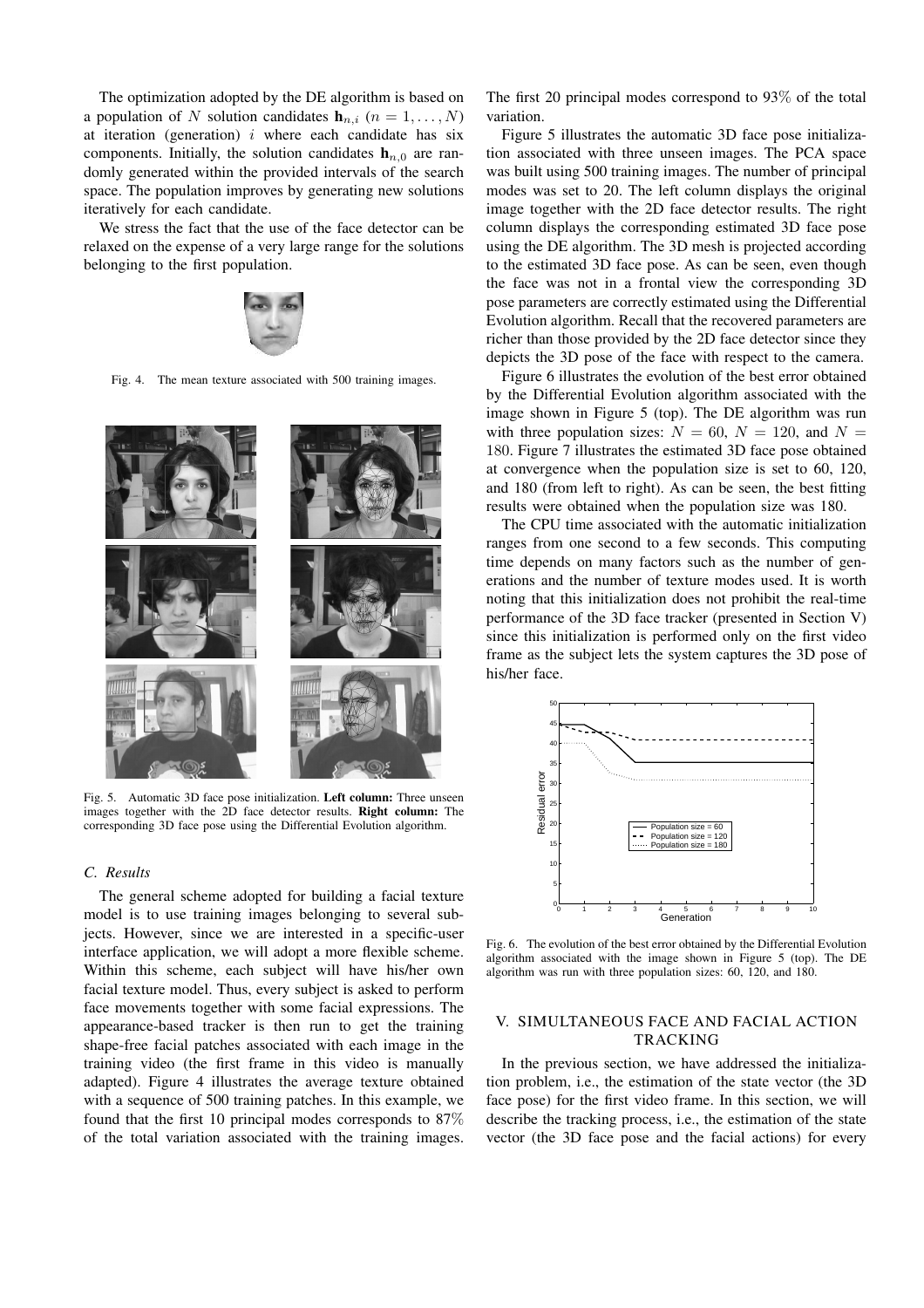The optimization adopted by the DE algorithm is based on a population of $N$ solution candidates $\mathbf{h}_{n,i}$ ($n = 1, \ldots, N$) at iteration (generation) $i$ where each candidate has six components. Initially, the solution candidates $\mathbf{h}_{n,0}$ are randomly generated within the provided intervals of the search space. The population improves by generating new solutions iteratively for each candidate.

We stress the fact that the use of the face detector can be relaxed on the expense of a very large range for the solutions belonging to the first population.

Fig. 4. The mean texture associated with 500 training images.

Fig. 5. Automatic 3D face pose initialization. **Left column:** Three unseen images together with the 2D face detector results. **Right column:** The corresponding 3D face pose using the Differential Evolution algorithm.

### C. Results

The general scheme adopted for building a facial texture model is to use training images belonging to several subjects. However, since we are interested in a specific-user interface application, we will adopt a more flexible scheme. Within this scheme, each subject will have his/her own facial texture model. Thus, every subject is asked to perform face movements together with some facial expressions. The appearance-based tracker is then run to get the training shape-free facial patches associated with each image in the training video (the first frame in this video is manually adapted). Figure 4 illustrates the average texture obtained with a sequence of 500 training patches. In this example, we found that the first 10 principal modes corresponds to 87% of the total variation associated with the training images. The first 20 principal modes correspond to 93% of the total variation.

Figure 5 illustrates the automatic 3D face pose initialization associated with three unseen images. The PCA space was built using 500 training images. The number of principal modes was set to 20. The left column displays the original image together with the 2D face detector results. The right column displays the corresponding estimated 3D face pose using the DE algorithm. The 3D mesh is projected according to the estimated 3D face pose. As can be seen, even though the face was not in a frontal view the corresponding 3D pose parameters are correctly estimated using the Differential Evolution algorithm. Recall that the recovered parameters are richer than those provided by the 2D face detector since they depicts the 3D pose of the face with respect to the camera.

Figure 6 illustrates the evolution of the best error obtained by the Differential Evolution algorithm associated with the image shown in Figure 5 (top). The DE algorithm was run with three population sizes: $N = 60$, $N = 120$, and $N = 180$. Figure 7 illustrates the estimated 3D face pose obtained at convergence when the population size is set to 60, 120, and 180 (from left to right). As can be seen, the best fitting results were obtained when the population size was 180.

The CPU time associated with the automatic initialization ranges from one second to a few seconds. This computing time depends on many factors such as the number of generations and the number of texture modes used. It is worth noting that this initialization does not prohibit the real-time performance of the 3D face tracker (presented in Section V) since this initialization is performed only on the first video frame as the subject lets the system captures the 3D pose of his/her face.

Fig. 6. The evolution of the best error obtained by the Differential Evolution algorithm associated with the image shown in Figure 5 (top). The DE algorithm was run with three population sizes: 60, 120, and 180.

## V. SIMULTANEOUS FACE AND FACIAL ACTION TRACKING

In the previous section, we have addressed the initialization problem, i.e., the estimation of the state vector (the 3D face pose) for the first video frame. In this section, we will describe the tracking process, i.e., the estimation of the state vector (the 3D face pose and the facial actions) for every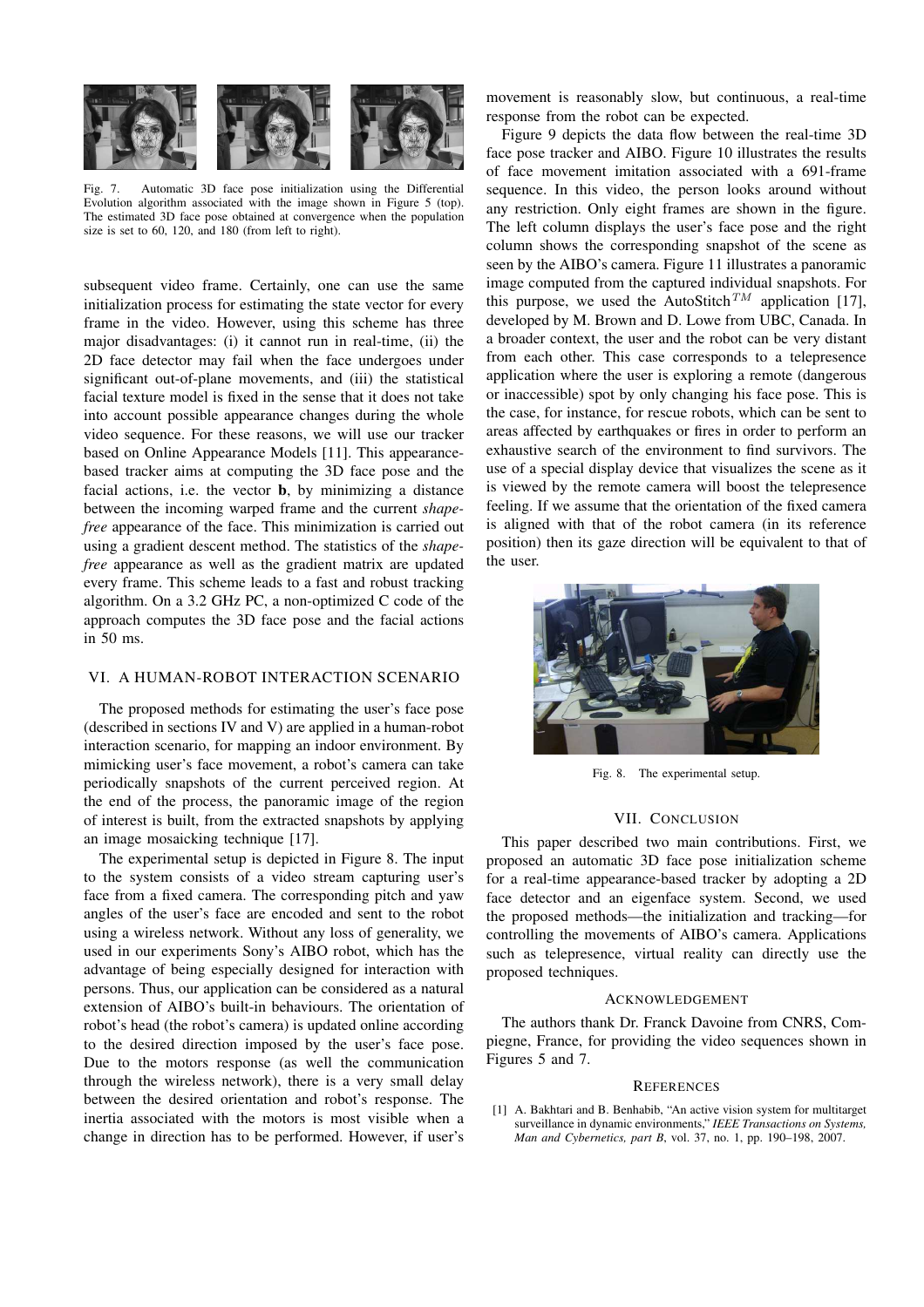Fig. 7. Automatic 3D face pose initialization using the Differential Evolution algorithm associated with the image shown in Figure 5 (top). The estimated 3D face pose obtained at convergence when the population size is set to 60, 120, and 180 (from left to right).

subsequent video frame. Certainly, one can use the same initialization process for estimating the state vector for every frame in the video. However, using this scheme has three major disadvantages: (i) it cannot run in real-time, (ii) the 2D face detector may fail when the face undergoes under significant out-of-plane movements, and (iii) the statistical facial texture model is fixed in the sense that it does not take into account possible appearance changes during the whole video sequence. For these reasons, we will use our tracker based on Online Appearance Models [11]. This appearance-based tracker aims at computing the 3D face pose and the facial actions, i.e. the vector $\mathbf{b}$, by minimizing a distance between the incoming warped frame and the current *shape-free* appearance of the face. This minimization is carried out using a gradient descent method. The statistics of the *shape-free* appearance as well as the gradient matrix are updated every frame. This scheme leads to a fast and robust tracking algorithm. On a 3.2 GHz PC, a non-optimized C code of the approach computes the 3D face pose and the facial actions in 50 ms.

## VI. A Human-Robot Interaction Scenario

The proposed methods for estimating the user's face pose (described in sections IV and V) are applied in a human-robot interaction scenario, for mapping an indoor environment. By mimicking user's face movement, a robot's camera can take periodically snapshots of the current perceived region. At the end of the process, the panoramic image of the region of interest is built, from the extracted snapshots by applying an image mosaicking technique [17].

The experimental setup is depicted in Figure 8. The input to the system consists of a video stream capturing user's face from a fixed camera. The corresponding pitch and yaw angles of the user's face are encoded and sent to the robot using a wireless network. Without any loss of generality, we used in our experiments Sony's AIBO robot, which has the advantage of being especially designed for interaction with persons. Thus, our application can be considered as a natural extension of AIBO's built-in behaviours. The orientation of robot's head (the robot's camera) is updated online according to the desired direction imposed by the user's face pose. Due to the motors response (as well the communication through the wireless network), there is a very small delay between the desired orientation and robot's response. The inertia associated with the motors is most visible when a change in direction has to be performed. However, if user's movement is reasonably slow, but continuous, a real-time response from the robot can be expected.

Figure 9 depicts the data flow between the real-time 3D face pose tracker and AIBO. Figure 10 illustrates the results of face movement imitation associated with a 691-frame sequence. In this video, the person looks around without any restriction. Only eight frames are shown in the figure. The left column displays the user's face pose and the right column shows the corresponding snapshot of the scene as seen by the AIBO's camera. Figure 11 illustrates a panoramic image computed from the captured individual snapshots. For this purpose, we used the AutoStitch$^{TM}$ application [17], developed by M. Brown and D. Lowe from UBC, Canada. In a broader context, the user and the robot can be very distant from each other. This case corresponds to a telepresence application where the user is exploring a remote (dangerous or inaccessible) spot by only changing his face pose. This is the case, for instance, for rescue robots, which can be sent to areas affected by earthquakes or fires in order to perform an exhaustive search of the environment to find survivors. The use of a special display device that visualizes the scene as it is viewed by the remote camera will boost the telepresence feeling. If we assume that the orientation of the fixed camera is aligned with that of the robot camera (in its reference position) then its gaze direction will be equivalent to that of the user.

Fig. 8. The experimental setup.

## VII. Conclusion

This paper described two main contributions. First, we proposed an automatic 3D face pose initialization scheme for a real-time appearance-based tracker by adopting a 2D face detector and an eigenface system. Second, we used the proposed methods—the initialization and tracking—for controlling the movements of AIBO's camera. Applications such as telepresence, virtual reality can directly use the proposed techniques.

### Acknowledgement

The authors thank Dr. Franck Davoine from CNRS, Compiegne, France, for providing the video sequences shown in Figures 5 and 7.

### References

[1] A. Bakhtari and B. Benhabib, "An active vision system for multitarget surveillance in dynamic environments," *IEEE Transactions on Systems, Man and Cybernetics, part B*, vol. 37, no. 1, pp. 190–198, 2007.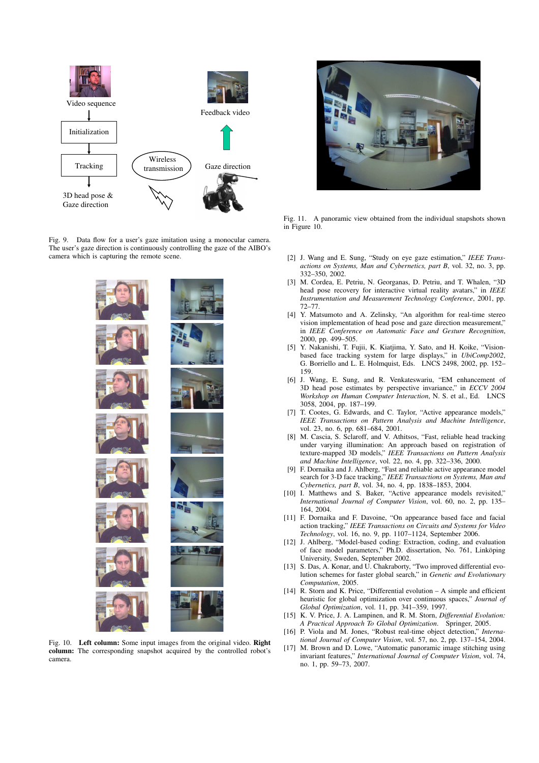Video sequence

Initialization

Tracking

3D head pose &
Gaze direction

Wireless
transmission

Feedback video

Gaze direction

Fig. 9. Data flow for a user's gaze imitation using a monocular camera. The user's gaze direction is continuously controlling the gaze of the AIBO's camera which is capturing the remote scene.

Fig. 10. **Left column:** Some input images from the original video. **Right column:** The corresponding snapshot acquired by the controlled robot's camera.

Fig. 11. A panoramic view obtained from the individual snapshots shown in Figure 10.

[2] J. Wang and E. Sung, "Study on eye gaze estimation," *IEEE Transactions on Systems, Man and Cybernetics, part B*, vol. 32, no. 3, pp. 332–350, 2002.

[3] M. Cordea, E. Petriu, N. Georganas, D. Petriu, and T. Whalen, "3D head pose recovery for interactive virtual reality avatars," in *IEEE Instrumentation and Measurement Technology Conference*, 2001, pp. 72–77.

[4] Y. Matsumoto and A. Zelinsky, "An algorithm for real-time stereo vision implementation of head pose and gaze direction measurement," in *IEEE Conference on Automatic Face and Gesture Recognition*, 2000, pp. 499–505.

[5] Y. Nakanishi, T. Fujii, K. Kiatjima, Y. Sato, and H. Koike, "Vision-based face tracking system for large displays," in *UbiComp2002*, G. Borriello and L. E. Holmquist, Eds. LNCS 2498, 2002, pp. 152–159.

[6] J. Wang, E. Sung, and R. Venkateswariu, "EM enhancement of 3D head pose estimates by perspective invariance," in *ECCV 2004 Workshop on Human Computer Interaction*, N. S. et al., Ed. LNCS 3058, 2004, pp. 187–199.

[7] T. Cootes, G. Edwards, and C. Taylor, "Active appearance models," *IEEE Transactions on Pattern Analysis and Machine Intelligence*, vol. 23, no. 6, pp. 681–684, 2001.

[8] M. Cascia, S. Sclaroff, and V. Athitsos, "Fast, reliable head tracking under varying illumination: An approach based on registration of texture-mapped 3D models," *IEEE Transactions on Pattern Analysis and Machine Intelligence*, vol. 22, no. 4, pp. 322–336, 2000.

[9] F. Dornaika and J. Ahlberg, "Fast and reliable active appearance model search for 3-D face tracking," *IEEE Transactions on Systems, Man and Cybernetics, part B*, vol. 34, no. 4, pp. 1838–1853, 2004.

[10] I. Matthews and S. Baker, "Active appearance models revisited," *International Journal of Computer Vision*, vol. 60, no. 2, pp. 135–164, 2004.

[11] F. Dornaika and F. Davoine, "On appearance based face and facial action tracking," *IEEE Transactions on Circuits and Systems for Video Technology*, vol. 16, no. 9, pp. 1107–1124, September 2006.

[12] J. Ahlberg, "Model-based coding: Extraction, coding, and evaluation of face model parameters," Ph.D. dissertation, No. 761, Linköping University, Sweden, September 2002.

[13] S. Das, A. Konar, and U. Chakraborty, "Two improved differential evolution schemes for faster global search," in *Genetic and Evolutionary Computation*, 2005.

[14] R. Storn and K. Price, "Differential evolution – A simple and efficient heuristic for global optimization over continuous spaces," *Journal of Global Optimization*, vol. 11, pp. 341–359, 1997.

[15] K. V. Price, J. A. Lampinen, and R. M. Storn, *Differential Evolution: A Practical Approach To Global Optimization*. Springer, 2005.

[16] P. Viola and M. Jones, "Robust real-time object detection," *International Journal of Computer Vision*, vol. 57, no. 2, pp. 137–154, 2004.

[17] M. Brown and D. Lowe, "Automatic panoramic image stitching using invariant features," *International Journal of Computer Vision*, vol. 74, no. 1, pp. 59–73, 2007.